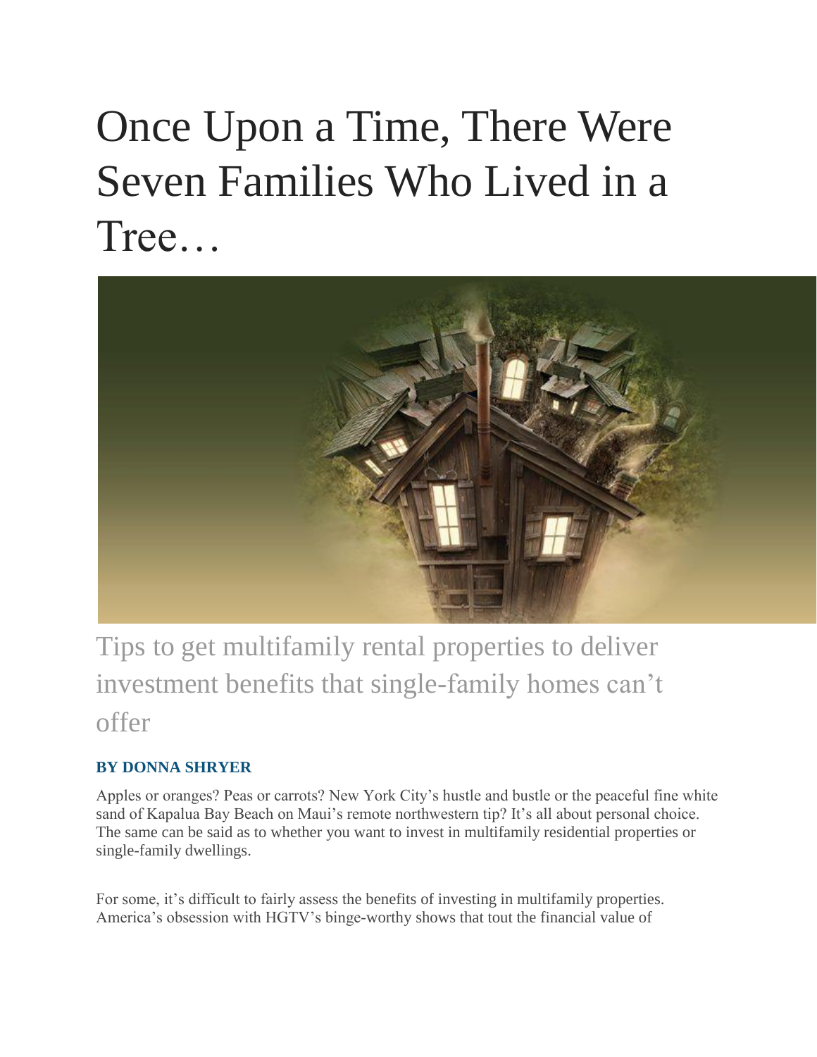# Once Upon a Time, There Were Seven Families Who Lived in a Tree…

## Tips to get multifamily rental properties to deliver investment benefits that single-family homes can't offer

**BY DONNA SHRYER**

Apples or oranges? Peas or carrots? New York City's hustle and bustle or the peaceful fine white sand of Kapalua Bay Beach on Maui's remote northwestern tip? It's all about personal choice. The same can be said as to whether you want to invest in multifamily residential properties or single-family dwellings.

For some, it's difficult to fairly assess the benefits of investing in multifamily properties. America's obsession with HGTV's binge-worthy shows that tout the financial value of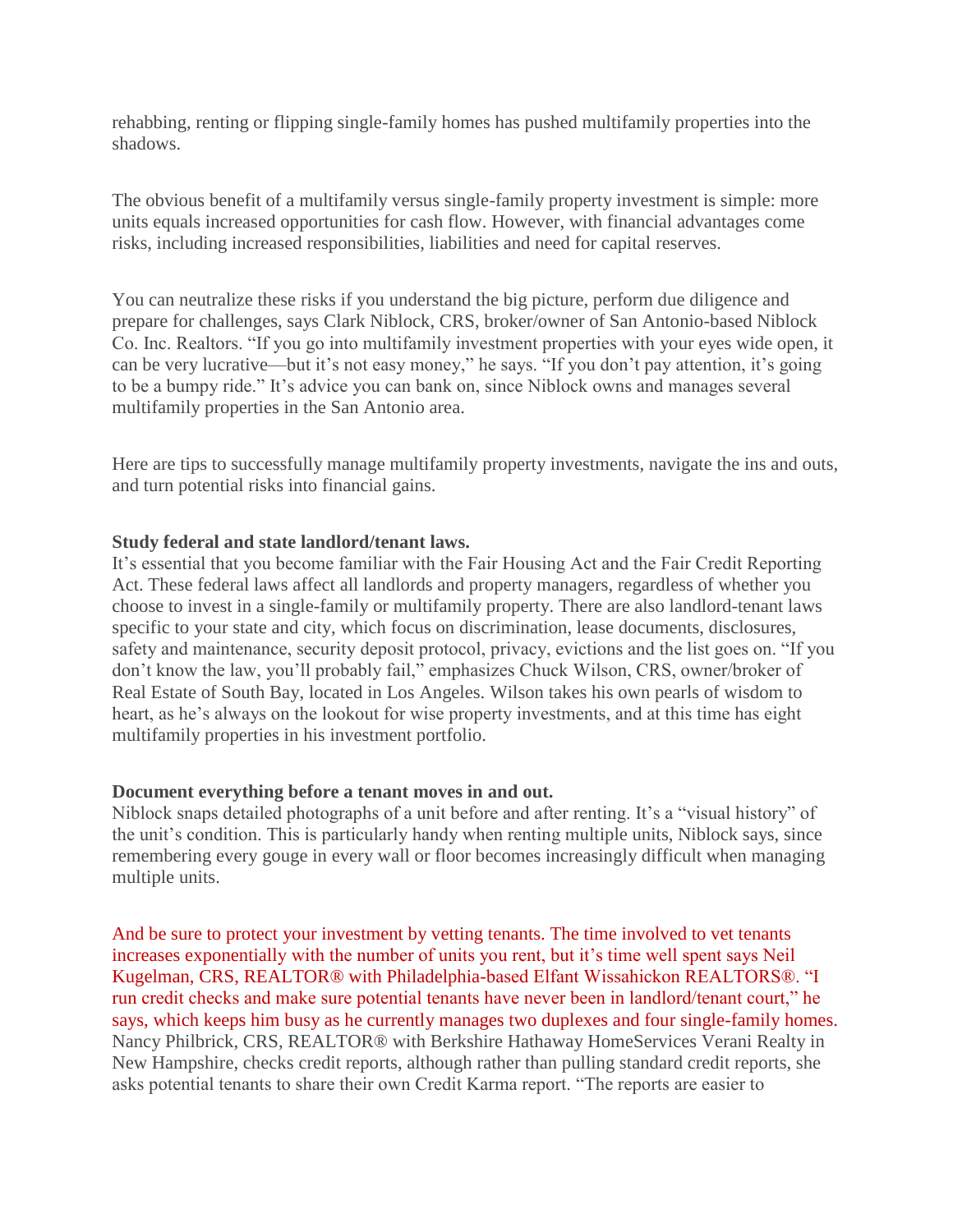rehabbing, renting or flipping single-family homes has pushed multifamily properties into the shadows.

The obvious benefit of a multifamily versus single-family property investment is simple: more units equals increased opportunities for cash flow. However, with financial advantages come risks, including increased responsibilities, liabilities and need for capital reserves.

You can neutralize these risks if you understand the big picture, perform due diligence and prepare for challenges, says Clark Niblock, CRS, broker/owner of San Antonio-based Niblock Co. Inc. Realtors. "If you go into multifamily investment properties with your eyes wide open, it can be very lucrative—but it's not easy money," he says. "If you don't pay attention, it's going to be a bumpy ride." It's advice you can bank on, since Niblock owns and manages several multifamily properties in the San Antonio area.

Here are tips to successfully manage multifamily property investments, navigate the ins and outs, and turn potential risks into financial gains.

**Study federal and state landlord/tenant laws.**
It's essential that you become familiar with the Fair Housing Act and the Fair Credit Reporting Act. These federal laws affect all landlords and property managers, regardless of whether you choose to invest in a single-family or multifamily property. There are also landlord-tenant laws specific to your state and city, which focus on discrimination, lease documents, disclosures, safety and maintenance, security deposit protocol, privacy, evictions and the list goes on. "If you don't know the law, you'll probably fail," emphasizes Chuck Wilson, CRS, owner/broker of Real Estate of South Bay, located in Los Angeles. Wilson takes his own pearls of wisdom to heart, as he's always on the lookout for wise property investments, and at this time has eight multifamily properties in his investment portfolio.

**Document everything before a tenant moves in and out.**
Niblock snaps detailed photographs of a unit before and after renting. It's a "visual history" of the unit's condition. This is particularly handy when renting multiple units, Niblock says, since remembering every gouge in every wall or floor becomes increasingly difficult when managing multiple units.

And be sure to protect your investment by vetting tenants. The time involved to vet tenants increases exponentially with the number of units you rent, but it's time well spent says Neil Kugelman, CRS, REALTOR® with Philadelphia-based Elfant Wissahickon REALTORS®. "I run credit checks and make sure potential tenants have never been in landlord/tenant court," he says, which keeps him busy as he currently manages two duplexes and four single-family homes. Nancy Philbrick, CRS, REALTOR® with Berkshire Hathaway HomeServices Verani Realty in New Hampshire, checks credit reports, although rather than pulling standard credit reports, she asks potential tenants to share their own Credit Karma report. "The reports are easier to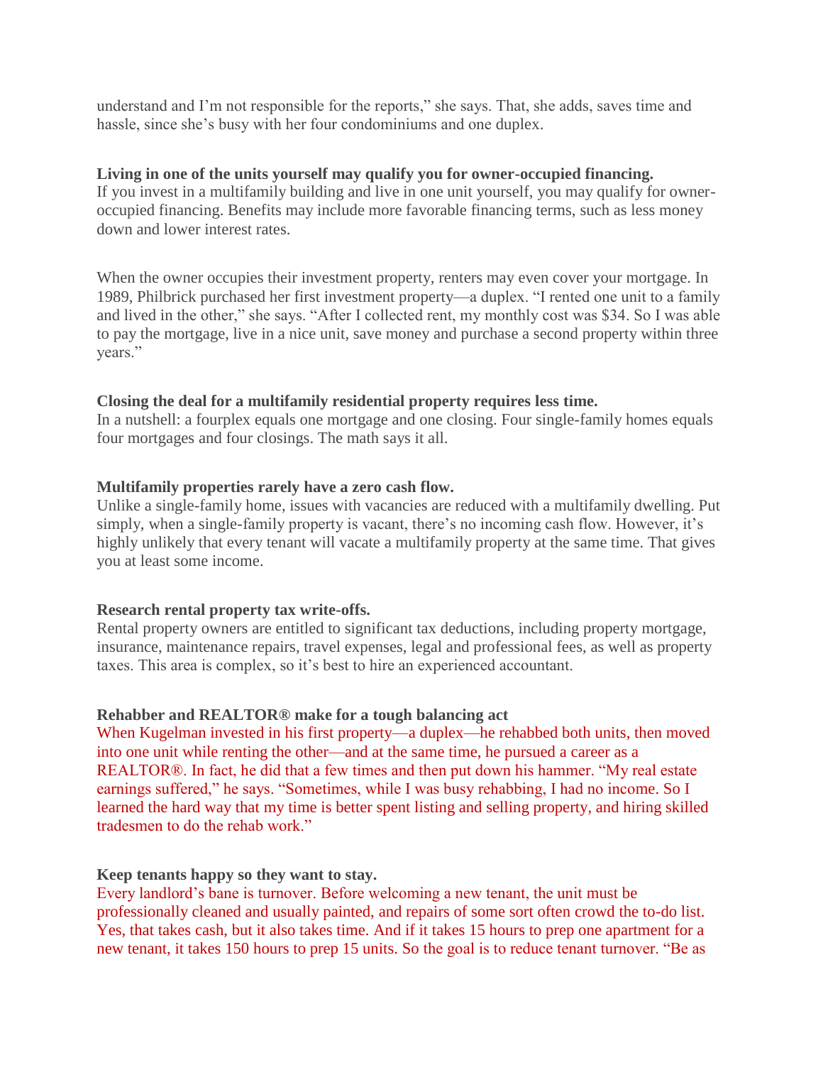understand and I'm not responsible for the reports," she says. That, she adds, saves time and hassle, since she's busy with her four condominiums and one duplex.

**Living in one of the units yourself may qualify you for owner-occupied financing.**
If you invest in a multifamily building and live in one unit yourself, you may qualify for owner-occupied financing. Benefits may include more favorable financing terms, such as less money down and lower interest rates.

When the owner occupies their investment property, renters may even cover your mortgage. In 1989, Philbrick purchased her first investment property—a duplex. "I rented one unit to a family and lived in the other," she says. "After I collected rent, my monthly cost was $34. So I was able to pay the mortgage, live in a nice unit, save money and purchase a second property within three years."

**Closing the deal for a multifamily residential property requires less time.**
In a nutshell: a fourplex equals one mortgage and one closing. Four single-family homes equals four mortgages and four closings. The math says it all.

**Multifamily properties rarely have a zero cash flow.**
Unlike a single-family home, issues with vacancies are reduced with a multifamily dwelling. Put simply, when a single-family property is vacant, there's no incoming cash flow. However, it's highly unlikely that every tenant will vacate a multifamily property at the same time. That gives you at least some income.

**Research rental property tax write-offs.**
Rental property owners are entitled to significant tax deductions, including property mortgage, insurance, maintenance repairs, travel expenses, legal and professional fees, as well as property taxes. This area is complex, so it's best to hire an experienced accountant.

**Rehabber and REALTOR® make for a tough balancing act**
When Kugelman invested in his first property—a duplex—he rehabbed both units, then moved into one unit while renting the other—and at the same time, he pursued a career as a REALTOR®. In fact, he did that a few times and then put down his hammer. "My real estate earnings suffered," he says. "Sometimes, while I was busy rehabbing, I had no income. So I learned the hard way that my time is better spent listing and selling property, and hiring skilled tradesmen to do the rehab work."

**Keep tenants happy so they want to stay.**
Every landlord's bane is turnover. Before welcoming a new tenant, the unit must be professionally cleaned and usually painted, and repairs of some sort often crowd the to-do list. Yes, that takes cash, but it also takes time. And if it takes 15 hours to prep one apartment for a new tenant, it takes 150 hours to prep 15 units. So the goal is to reduce tenant turnover. "Be as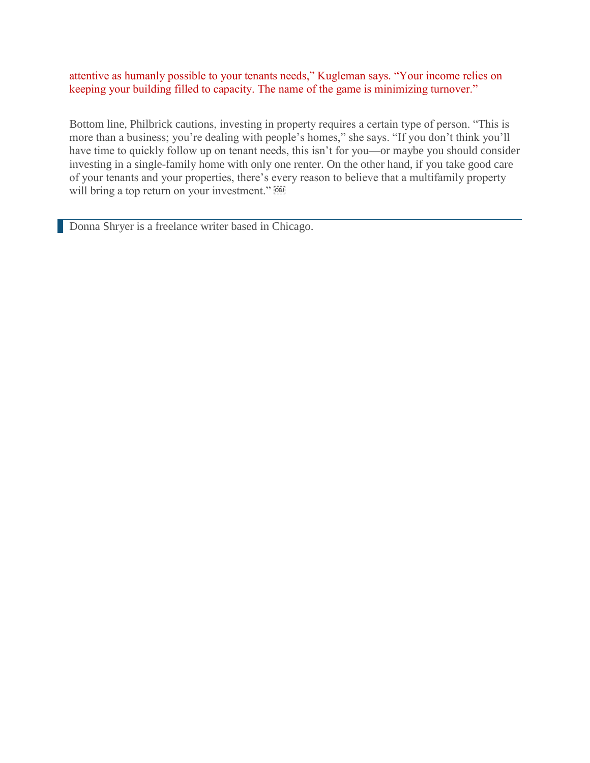attentive as humanly possible to your tenants needs," Kugleman says. "Your income relies on keeping your building filled to capacity. The name of the game is minimizing turnover."

Bottom line, Philbrick cautions, investing in property requires a certain type of person. "This is more than a business; you're dealing with people's homes," she says. "If you don't think you'll have time to quickly follow up on tenant needs, this isn't for you—or maybe you should consider investing in a single-family home with only one renter. On the other hand, if you take good care of your tenants and your properties, there's every reason to believe that a multifamily property will bring a top return on your investment."

---

Donna Shryer is a freelance writer based in Chicago.